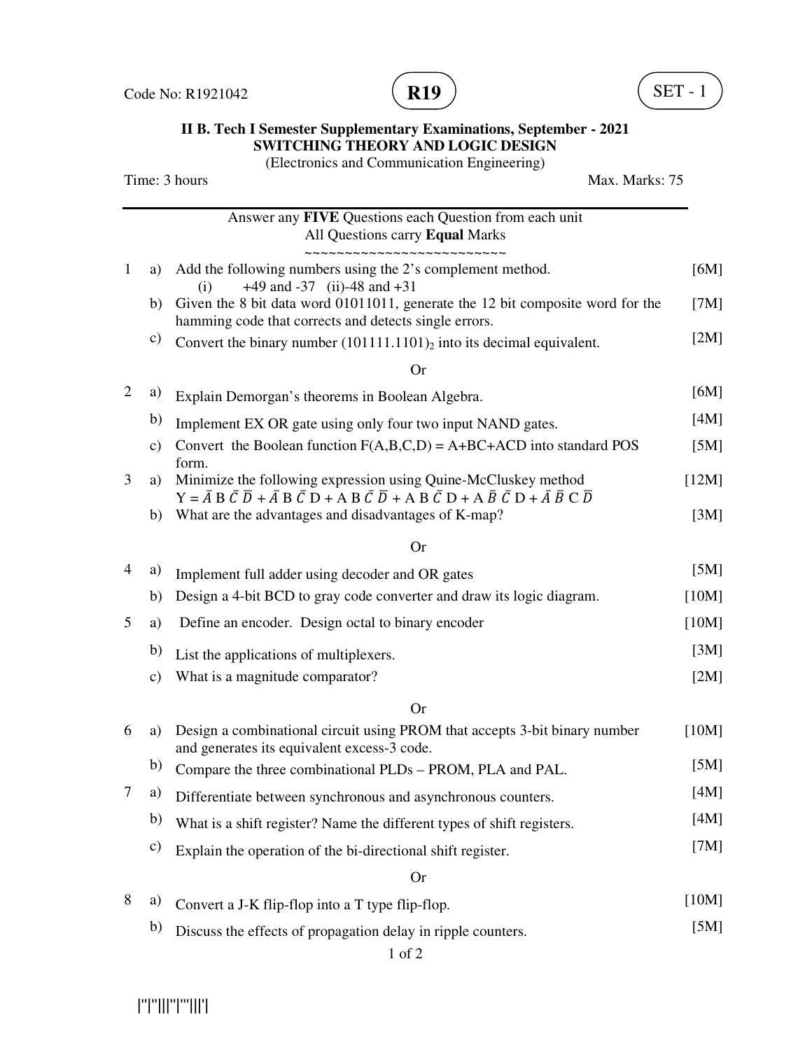Code No: R1921042 **R19** SET - 1

**II B. Tech I Semester Supplementary Examinations, September - 2021**
**SWITCHING THEORY AND LOGIC DESIGN**
(Electronics and Communication Engineering)

Time: 3 hours Max. Marks: 75

---

Answer any **FIVE** Questions each Question from each unit
All Questions carry **Equal** Marks

~~~~~~~~~~~~~~~~~~~~~~~~~

1 a) Add the following numbers using the 2's complement method. [6M]
(i) +49 and -37 (ii) -48 and +31

b) Given the 8 bit data word 01011011, generate the 12 bit composite word for the hamming code that corrects and detects single errors. [7M]

c) Convert the binary number $(101111.1101)_2$ into its decimal equivalent. [2M]

Or

2 a) Explain Demorgan's theorems in Boolean Algebra. [6M]

b) Implement EX OR gate using only four two input NAND gates. [4M]

c) Convert the Boolean function F(A,B,C,D) = A+BC+ACD into standard POS form. [5M]

3 a) Minimize the following expression using Quine-McCluskey method [12M]
$Y = \bar{A}\,B\,\bar{C}\,\bar{D} + \bar{A}\,B\,\bar{C}\,D + A\,B\,\bar{C}\,\bar{D} + A\,B\,\bar{C}\,D + A\,\bar{B}\,\bar{C}\,D + \bar{A}\,\bar{B}\,C\,\bar{D}$

b) What are the advantages and disadvantages of K-map? [3M]

Or

4 a) Implement full adder using decoder and OR gates [5M]

b) Design a 4-bit BCD to gray code converter and draw its logic diagram. [10M]

5 a) Define an encoder. Design octal to binary encoder [10M]

b) List the applications of multiplexers. [3M]

c) What is a magnitude comparator? [2M]

Or

6 a) Design a combinational circuit using PROM that accepts 3-bit binary number and generates its equivalent excess-3 code. [10M]

b) Compare the three combinational PLDs – PROM, PLA and PAL. [5M]

7 a) Differentiate between synchronous and asynchronous counters. [4M]

b) What is a shift register? Name the different types of shift registers. [4M]

c) Explain the operation of the bi-directional shift register. [7M]

Or

8 a) Convert a J-K flip-flop into a T type flip-flop. [10M]

b) Discuss the effects of propagation delay in ripple counters. [5M]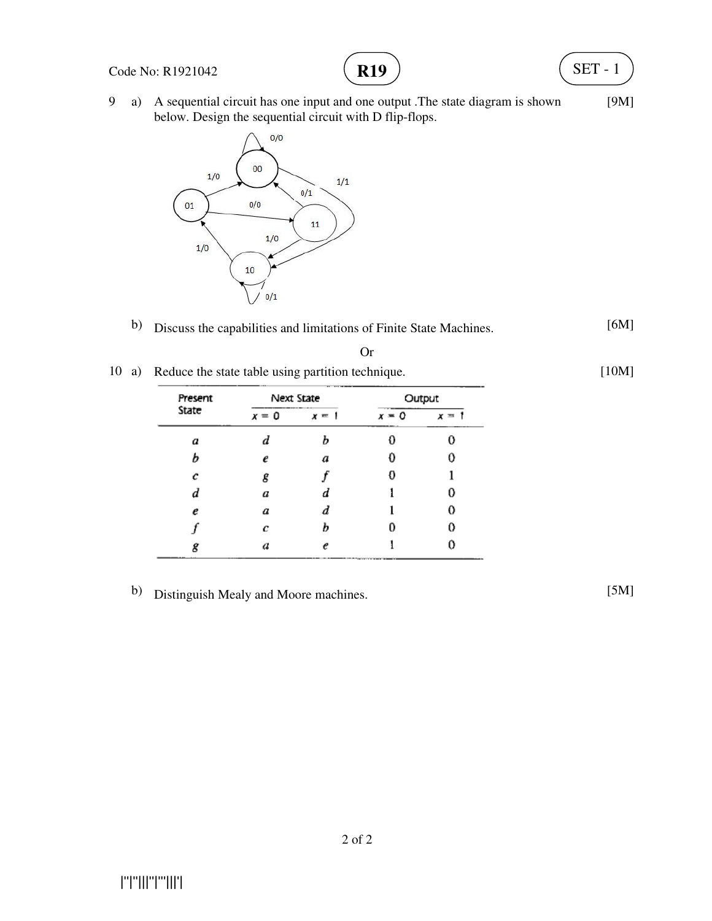Code No: R1921042 **R19** SET - 1

9 a) A sequential circuit has one input and one output .The state diagram is shown below. Design the sequential circuit with D flip-flops. [9M]

0/0
00
1/0
1/1
0/1
01
0/0
11
1/0
1/0
10
0/1

b) Discuss the capabilities and limitations of Finite State Machines. [6M]

Or

10 a) Reduce the state table using partition technique. [10M]

| Present State | Next State | | Output | |
|---|---|---|---|---|
| | $x = 0$ | $x = 1$ | $x = 0$ | $x = 1$ |
| $a$ | $d$ | $b$ | 0 | 0 |
| $b$ | $e$ | $a$ | 0 | 0 |
| $c$ | $g$ | $f$ | 0 | 1 |
| $d$ | $a$ | $d$ | 1 | 0 |
| $e$ | $a$ | $d$ | 1 | 0 |
| $f$ | $c$ | $b$ | 0 | 0 |
| $g$ | $a$ | $e$ | 1 | 0 |

b) Distinguish Mealy and Moore machines. [5M]